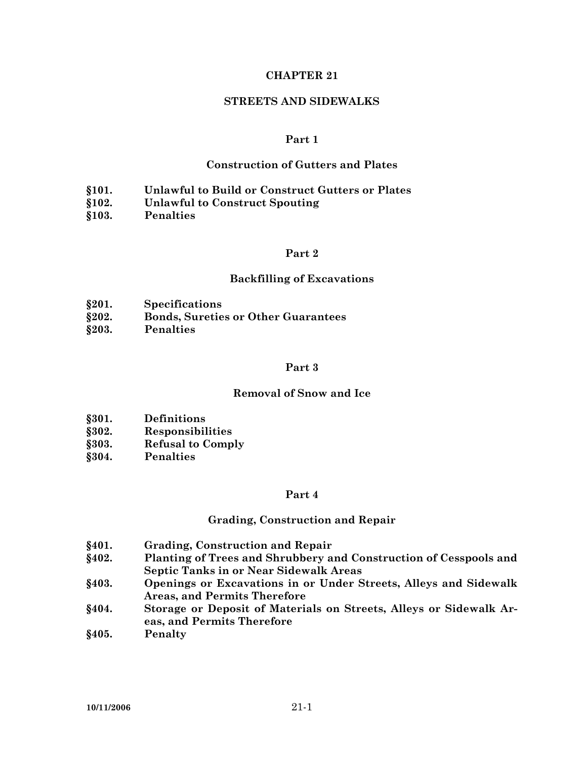# CHAPTER 21

# STREETS AND SIDEWALKS

## Part 1

## Construction of Gutters and Plates

- **§101. Unlawful to Build or Construct Gutters or Plates**
- **§102. Unlawful to Construct Spouting**
- **§103. Penalties**

## Part 2

## Backfilling of Excavations

- **§201. Specifications**
- **§202. Bonds, Sureties or Other Guarantees**
- **§203. Penalties**

## Part 3

## Removal of Snow and Ice

- **§301. Definitions**
- **§302. Responsibilities**
- **§303. Refusal to Comply**
- **§304. Penalties**

## Part 4

## Grading, Construction and Repair

- **§401. Grading, Construction and Repair**
- **§402. Planting of Trees and Shrubbery and Construction of Cesspools and Septic Tanks in or Near Sidewalk Areas**
- **§403. Openings or Excavations in or Under Streets, Alleys and Sidewalk Areas, and Permits Therefore**
- **§404. Storage or Deposit of Materials on Streets, Alleys or Sidewalk Areas, and Permits Therefore**
- **§405. Penalty**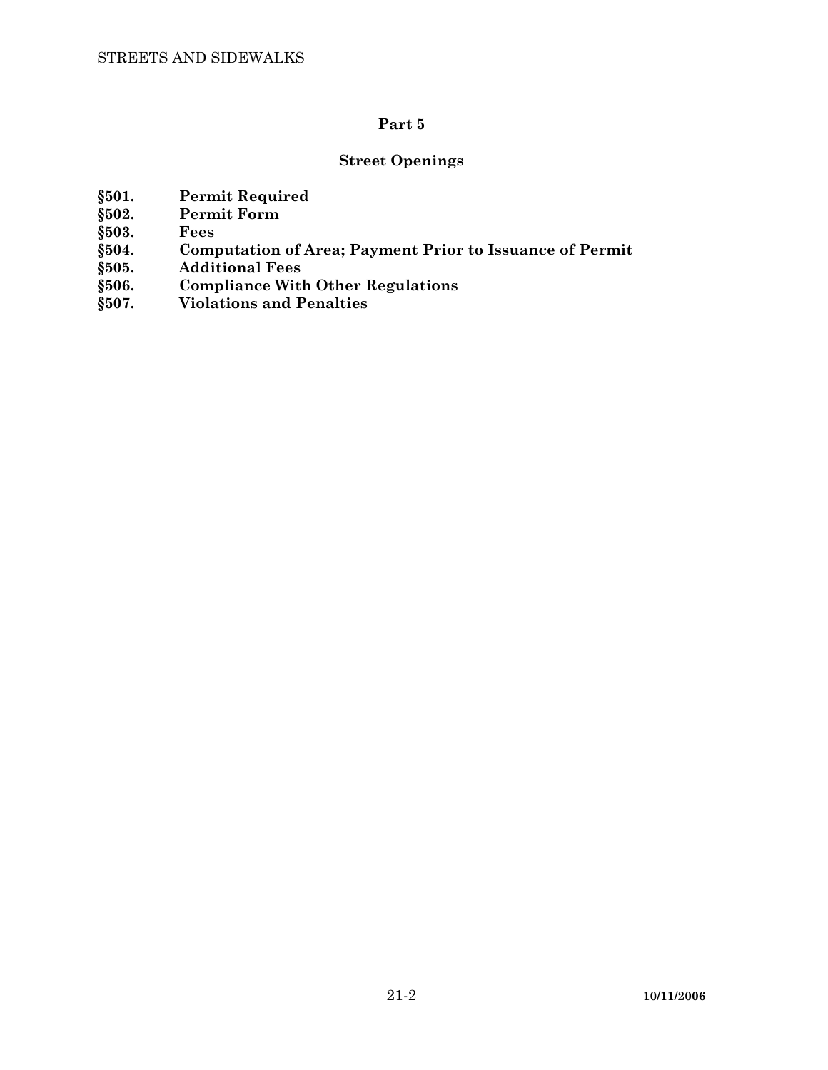## Part 5

## Street Openings

**§501. Permit Required**
**§502. Permit Form**
**§503. Fees**
**§504. Computation of Area; Payment Prior to Issuance of Permit**
**§505. Additional Fees**
**§506. Compliance With Other Regulations**
**§507. Violations and Penalties**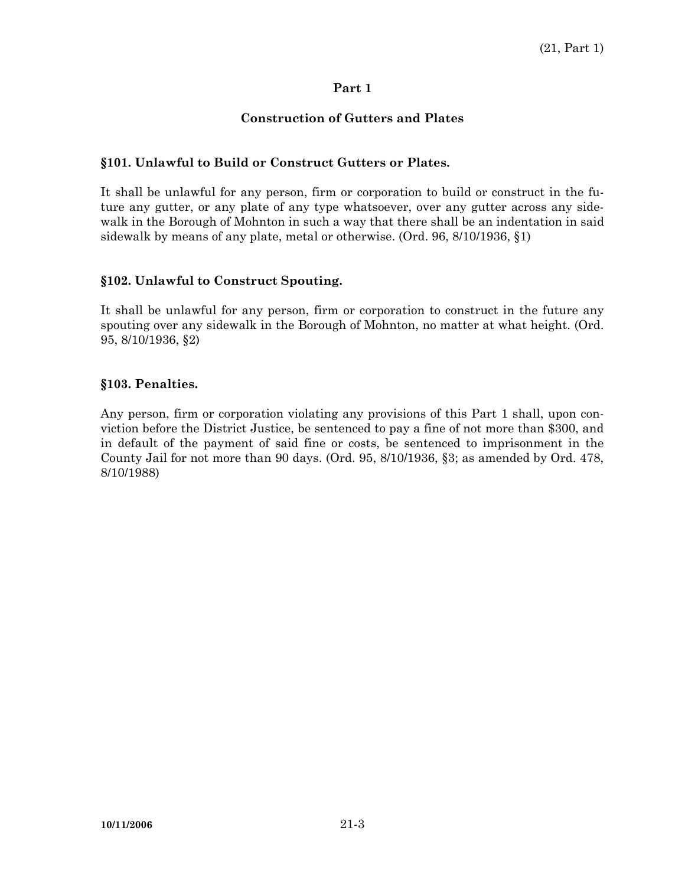## Part 1

## Construction of Gutters and Plates

### §101. Unlawful to Build or Construct Gutters or Plates.

It shall be unlawful for any person, firm or corporation to build or construct in the future any gutter, or any plate of any type whatsoever, over any gutter across any sidewalk in the Borough of Mohnton in such a way that there shall be an indentation in said sidewalk by means of any plate, metal or otherwise. (Ord. 96, 8/10/1936, §1)

### §102. Unlawful to Construct Spouting.

It shall be unlawful for any person, firm or corporation to construct in the future any spouting over any sidewalk in the Borough of Mohnton, no matter at what height. (Ord. 95, 8/10/1936, §2)

### §103. Penalties.

Any person, firm or corporation violating any provisions of this Part 1 shall, upon conviction before the District Justice, be sentenced to pay a fine of not more than $300, and in default of the payment of said fine or costs, be sentenced to imprisonment in the County Jail for not more than 90 days. (Ord. 95, 8/10/1936, §3; as amended by Ord. 478, 8/10/1988)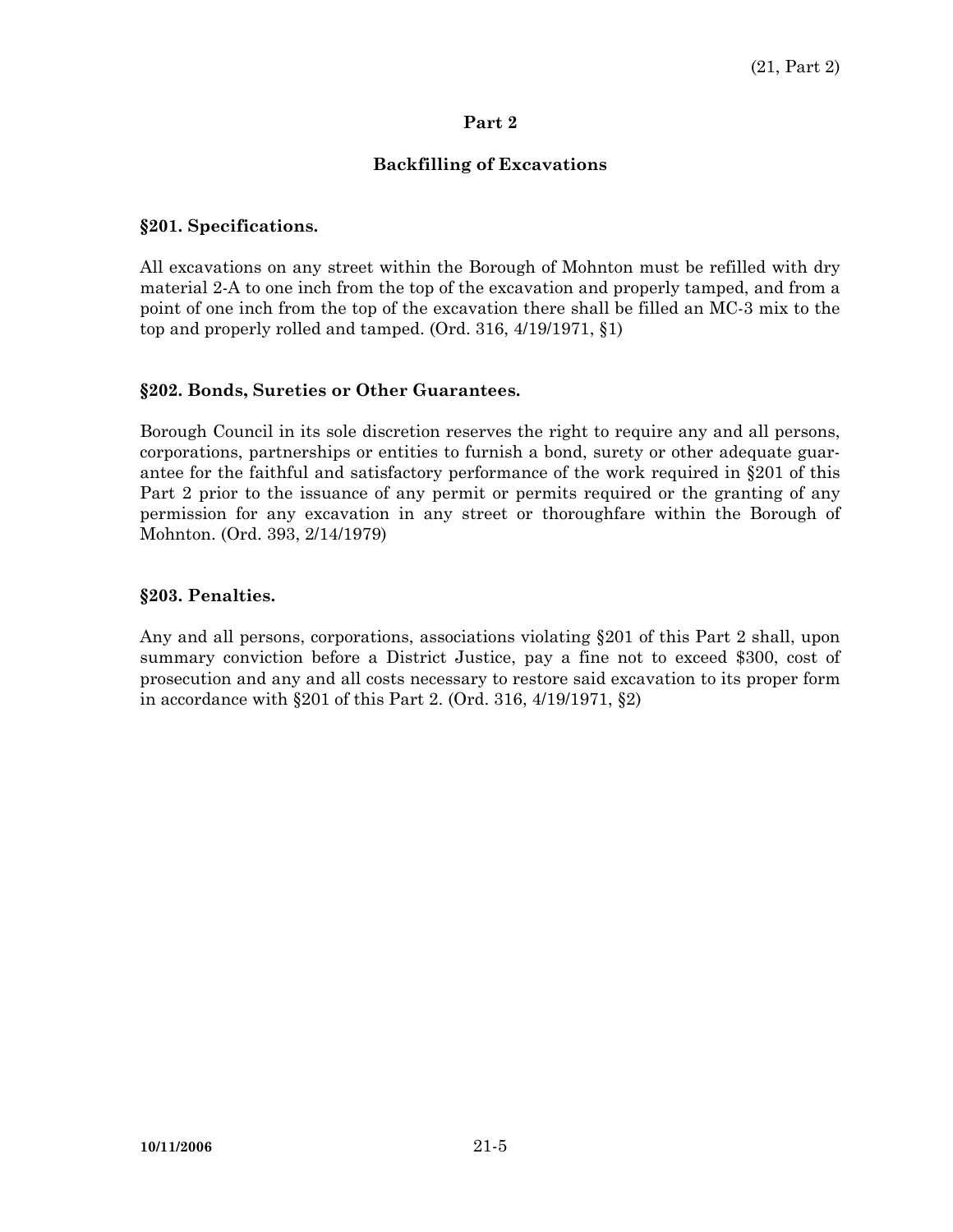## Part 2

## Backfilling of Excavations

### §201. Specifications.

All excavations on any street within the Borough of Mohnton must be refilled with dry material 2-A to one inch from the top of the excavation and properly tamped, and from a point of one inch from the top of the excavation there shall be filled an MC-3 mix to the top and properly rolled and tamped. (Ord. 316, 4/19/1971, §1)

### §202. Bonds, Sureties or Other Guarantees.

Borough Council in its sole discretion reserves the right to require any and all persons, corporations, partnerships or entities to furnish a bond, surety or other adequate guarantee for the faithful and satisfactory performance of the work required in §201 of this Part 2 prior to the issuance of any permit or permits required or the granting of any permission for any excavation in any street or thoroughfare within the Borough of Mohnton. (Ord. 393, 2/14/1979)

### §203. Penalties.

Any and all persons, corporations, associations violating §201 of this Part 2 shall, upon summary conviction before a District Justice, pay a fine not to exceed $300, cost of prosecution and any and all costs necessary to restore said excavation to its proper form in accordance with §201 of this Part 2. (Ord. 316, 4/19/1971, §2)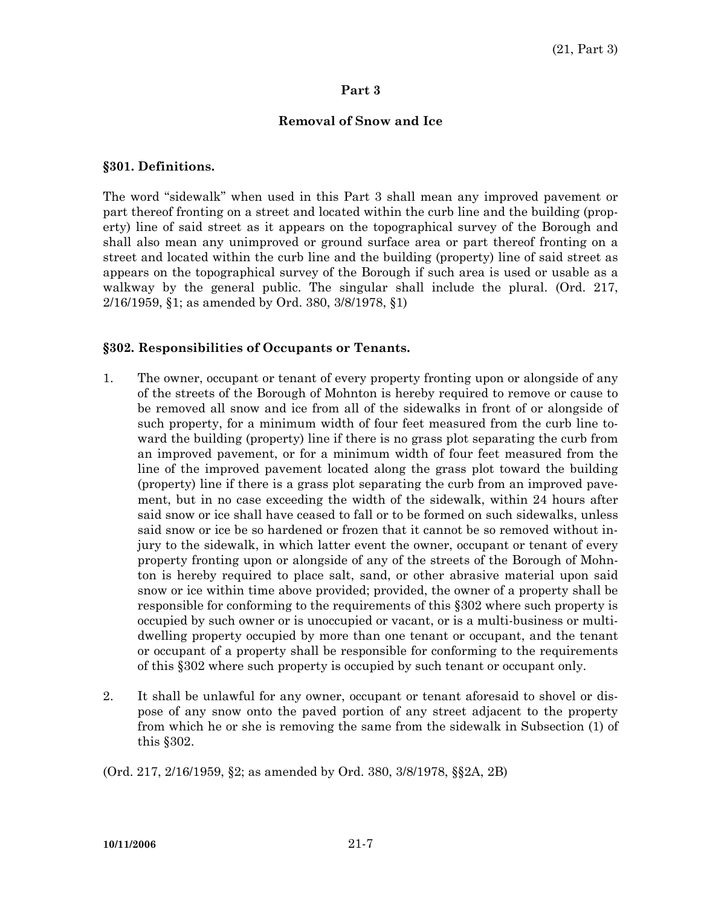## Part 3

### Removal of Snow and Ice

### §301. Definitions.

The word "sidewalk" when used in this Part 3 shall mean any improved pavement or part thereof fronting on a street and located within the curb line and the building (property) line of said street as it appears on the topographical survey of the Borough and shall also mean any unimproved or ground surface area or part thereof fronting on a street and located within the curb line and the building (property) line of said street as appears on the topographical survey of the Borough if such area is used or usable as a walkway by the general public. The singular shall include the plural. (Ord. 217, 2/16/1959, §1; as amended by Ord. 380, 3/8/1978, §1)

### §302. Responsibilities of Occupants or Tenants.

1. The owner, occupant or tenant of every property fronting upon or alongside of any of the streets of the Borough of Mohnton is hereby required to remove or cause to be removed all snow and ice from all of the sidewalks in front of or alongside of such property, for a minimum width of four feet measured from the curb line toward the building (property) line if there is no grass plot separating the curb from an improved pavement, or for a minimum width of four feet measured from the line of the improved pavement located along the grass plot toward the building (property) line if there is a grass plot separating the curb from an improved pavement, but in no case exceeding the width of the sidewalk, within 24 hours after said snow or ice shall have ceased to fall or to be formed on such sidewalks, unless said snow or ice be so hardened or frozen that it cannot be so removed without injury to the sidewalk, in which latter event the owner, occupant or tenant of every property fronting upon or alongside of any of the streets of the Borough of Mohnton is hereby required to place salt, sand, or other abrasive material upon said snow or ice within time above provided; provided, the owner of a property shall be responsible for conforming to the requirements of this §302 where such property is occupied by such owner or is unoccupied or vacant, or is a multi-business or multi-dwelling property occupied by more than one tenant or occupant, and the tenant or occupant of a property shall be responsible for conforming to the requirements of this §302 where such property is occupied by such tenant or occupant only.

2. It shall be unlawful for any owner, occupant or tenant aforesaid to shovel or dispose of any snow onto the paved portion of any street adjacent to the property from which he or she is removing the same from the sidewalk in Subsection (1) of this §302.

(Ord. 217, 2/16/1959, §2; as amended by Ord. 380, 3/8/1978, §§2A, 2B)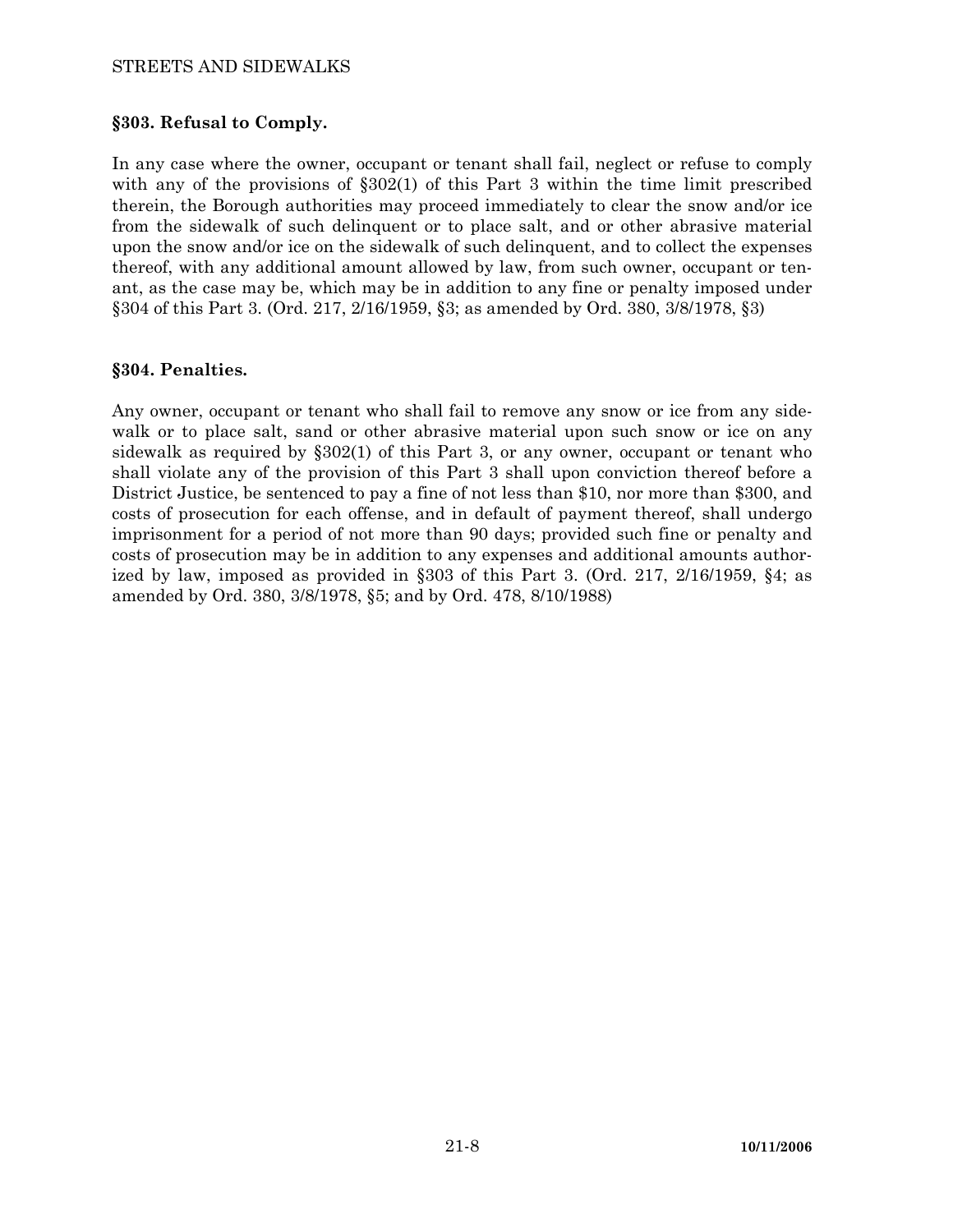## §303. Refusal to Comply.

In any case where the owner, occupant or tenant shall fail, neglect or refuse to comply with any of the provisions of §302(1) of this Part 3 within the time limit prescribed therein, the Borough authorities may proceed immediately to clear the snow and/or ice from the sidewalk of such delinquent or to place salt, and or other abrasive material upon the snow and/or ice on the sidewalk of such delinquent, and to collect the expenses thereof, with any additional amount allowed by law, from such owner, occupant or tenant, as the case may be, which may be in addition to any fine or penalty imposed under §304 of this Part 3. (Ord. 217, 2/16/1959, §3; as amended by Ord. 380, 3/8/1978, §3)

## §304. Penalties.

Any owner, occupant or tenant who shall fail to remove any snow or ice from any sidewalk or to place salt, sand or other abrasive material upon such snow or ice on any sidewalk as required by §302(1) of this Part 3, or any owner, occupant or tenant who shall violate any of the provision of this Part 3 shall upon conviction thereof before a District Justice, be sentenced to pay a fine of not less than $10, nor more than $300, and costs of prosecution for each offense, and in default of payment thereof, shall undergo imprisonment for a period of not more than 90 days; provided such fine or penalty and costs of prosecution may be in addition to any expenses and additional amounts authorized by law, imposed as provided in §303 of this Part 3. (Ord. 217, 2/16/1959, §4; as amended by Ord. 380, 3/8/1978, §5; and by Ord. 478, 8/10/1988)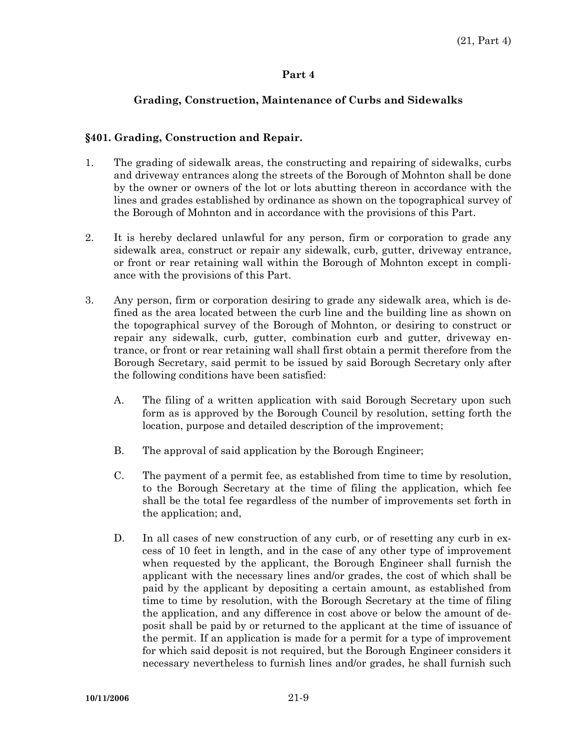## Part 4

## Grading, Construction, Maintenance of Curbs and Sidewalks

### §401. Grading, Construction and Repair.

1. The grading of sidewalk areas, the constructing and repairing of sidewalks, curbs and driveway entrances along the streets of the Borough of Mohnton shall be done by the owner or owners of the lot or lots abutting thereon in accordance with the lines and grades established by ordinance as shown on the topographical survey of the Borough of Mohnton and in accordance with the provisions of this Part.

2. It is hereby declared unlawful for any person, firm or corporation to grade any sidewalk area, construct or repair any sidewalk, curb, gutter, driveway entrance, or front or rear retaining wall within the Borough of Mohnton except in compliance with the provisions of this Part.

3. Any person, firm or corporation desiring to grade any sidewalk area, which is defined as the area located between the curb line and the building line as shown on the topographical survey of the Borough of Mohnton, or desiring to construct or repair any sidewalk, curb, gutter, combination curb and gutter, driveway entrance, or front or rear retaining wall shall first obtain a permit therefore from the Borough Secretary, said permit to be issued by said Borough Secretary only after the following conditions have been satisfied:

   A. The filing of a written application with said Borough Secretary upon such form as is approved by the Borough Council by resolution, setting forth the location, purpose and detailed description of the improvement;

   B. The approval of said application by the Borough Engineer;

   C. The payment of a permit fee, as established from time to time by resolution, to the Borough Secretary at the time of filing the application, which fee shall be the total fee regardless of the number of improvements set forth in the application; and,

   D. In all cases of new construction of any curb, or of resetting any curb in excess of 10 feet in length, and in the case of any other type of improvement when requested by the applicant, the Borough Engineer shall furnish the applicant with the necessary lines and/or grades, the cost of which shall be paid by the applicant by depositing a certain amount, as established from time to time by resolution, with the Borough Secretary at the time of filing the application, and any difference in cost above or below the amount of deposit shall be paid by or returned to the applicant at the time of issuance of the permit. If an application is made for a permit for a type of improvement for which said deposit is not required, but the Borough Engineer considers it necessary nevertheless to furnish lines and/or grades, he shall furnish such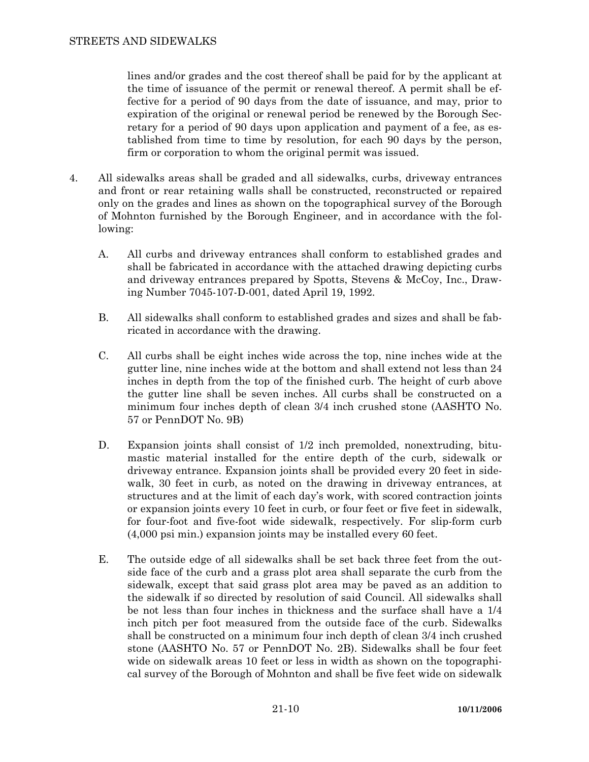lines and/or grades and the cost thereof shall be paid for by the applicant at the time of issuance of the permit or renewal thereof. A permit shall be effective for a period of 90 days from the date of issuance, and may, prior to expiration of the original or renewal period be renewed by the Borough Secretary for a period of 90 days upon application and payment of a fee, as established from time to time by resolution, for each 90 days by the person, firm or corporation to whom the original permit was issued.

4. All sidewalks areas shall be graded and all sidewalks, curbs, driveway entrances and front or rear retaining walls shall be constructed, reconstructed or repaired only on the grades and lines as shown on the topographical survey of the Borough of Mohnton furnished by the Borough Engineer, and in accordance with the following:

   A. All curbs and driveway entrances shall conform to established grades and shall be fabricated in accordance with the attached drawing depicting curbs and driveway entrances prepared by Spotts, Stevens & McCoy, Inc., Drawing Number 7045-107-D-001, dated April 19, 1992.

   B. All sidewalks shall conform to established grades and sizes and shall be fabricated in accordance with the drawing.

   C. All curbs shall be eight inches wide across the top, nine inches wide at the gutter line, nine inches wide at the bottom and shall extend not less than 24 inches in depth from the top of the finished curb. The height of curb above the gutter line shall be seven inches. All curbs shall be constructed on a minimum four inches depth of clean 3/4 inch crushed stone (AASHTO No. 57 or PennDOT No. 9B)

   D. Expansion joints shall consist of 1/2 inch premolded, nonextruding, bitumastic material installed for the entire depth of the curb, sidewalk or driveway entrance. Expansion joints shall be provided every 20 feet in sidewalk, 30 feet in curb, as noted on the drawing in driveway entrances, at structures and at the limit of each day's work, with scored contraction joints or expansion joints every 10 feet in curb, or four feet or five feet in sidewalk, for four-foot and five-foot wide sidewalk, respectively. For slip-form curb (4,000 psi min.) expansion joints may be installed every 60 feet.

   E. The outside edge of all sidewalks shall be set back three feet from the outside face of the curb and a grass plot area shall separate the curb from the sidewalk, except that said grass plot area may be paved as an addition to the sidewalk if so directed by resolution of said Council. All sidewalks shall be not less than four inches in thickness and the surface shall have a 1/4 inch pitch per foot measured from the outside face of the curb. Sidewalks shall be constructed on a minimum four inch depth of clean 3/4 inch crushed stone (AASHTO No. 57 or PennDOT No. 2B). Sidewalks shall be four feet wide on sidewalk areas 10 feet or less in width as shown on the topographical survey of the Borough of Mohnton and shall be five feet wide on sidewalk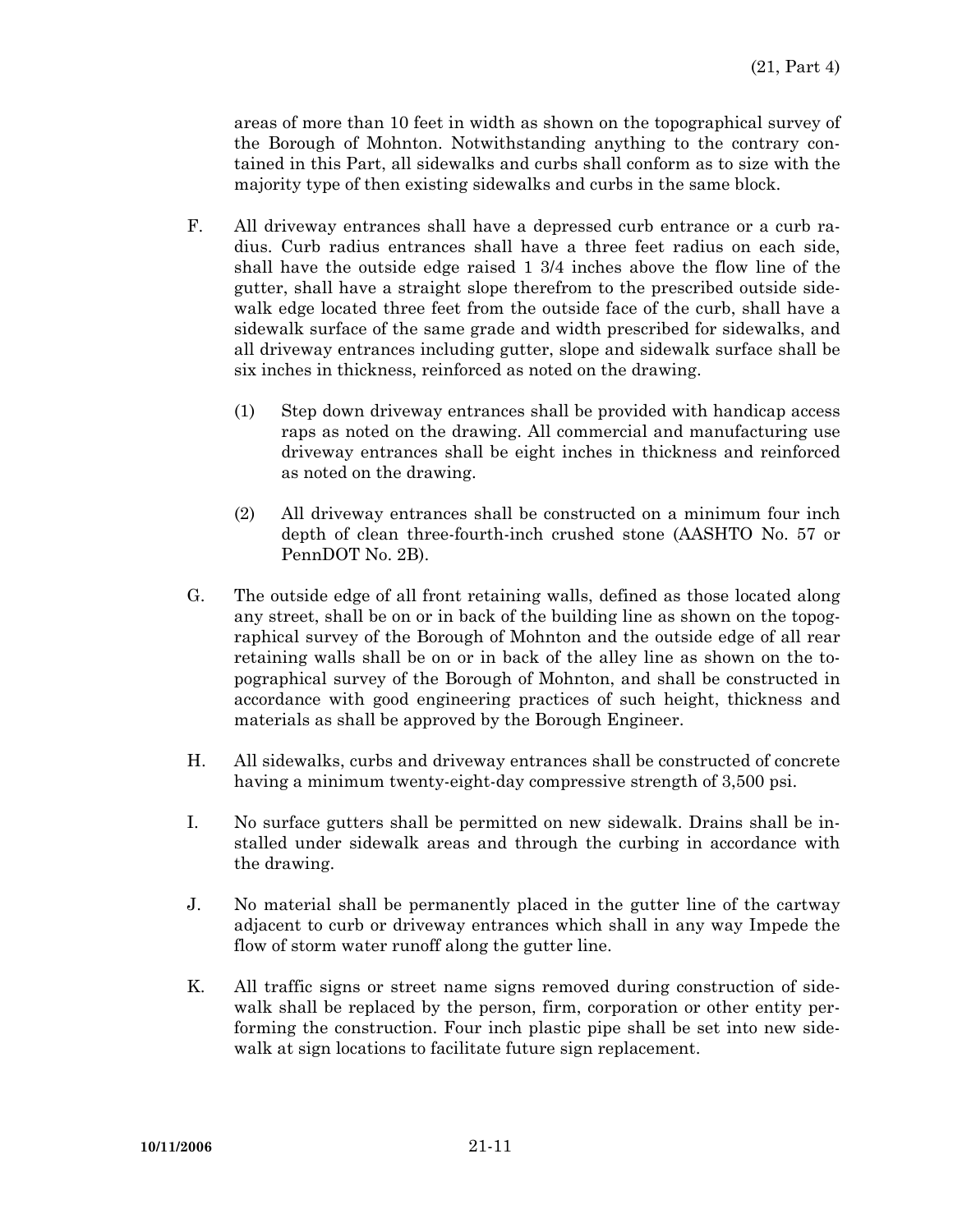areas of more than 10 feet in width as shown on the topographical survey of the Borough of Mohnton. Notwithstanding anything to the contrary contained in this Part, all sidewalks and curbs shall conform as to size with the majority type of then existing sidewalks and curbs in the same block.

F. All driveway entrances shall have a depressed curb entrance or a curb radius. Curb radius entrances shall have a three feet radius on each side, shall have the outside edge raised 1 3/4 inches above the flow line of the gutter, shall have a straight slope therefrom to the prescribed outside sidewalk edge located three feet from the outside face of the curb, shall have a sidewalk surface of the same grade and width prescribed for sidewalks, and all driveway entrances including gutter, slope and sidewalk surface shall be six inches in thickness, reinforced as noted on the drawing.

   (1) Step down driveway entrances shall be provided with handicap access raps as noted on the drawing. All commercial and manufacturing use driveway entrances shall be eight inches in thickness and reinforced as noted on the drawing.

   (2) All driveway entrances shall be constructed on a minimum four inch depth of clean three-fourth-inch crushed stone (AASHTO No. 57 or PennDOT No. 2B).

G. The outside edge of all front retaining walls, defined as those located along any street, shall be on or in back of the building line as shown on the topographical survey of the Borough of Mohnton and the outside edge of all rear retaining walls shall be on or in back of the alley line as shown on the topographical survey of the Borough of Mohnton, and shall be constructed in accordance with good engineering practices of such height, thickness and materials as shall be approved by the Borough Engineer.

H. All sidewalks, curbs and driveway entrances shall be constructed of concrete having a minimum twenty-eight-day compressive strength of 3,500 psi.

I. No surface gutters shall be permitted on new sidewalk. Drains shall be installed under sidewalk areas and through the curbing in accordance with the drawing.

J. No material shall be permanently placed in the gutter line of the cartway adjacent to curb or driveway entrances which shall in any way Impede the flow of storm water runoff along the gutter line.

K. All traffic signs or street name signs removed during construction of sidewalk shall be replaced by the person, firm, corporation or other entity performing the construction. Four inch plastic pipe shall be set into new sidewalk at sign locations to facilitate future sign replacement.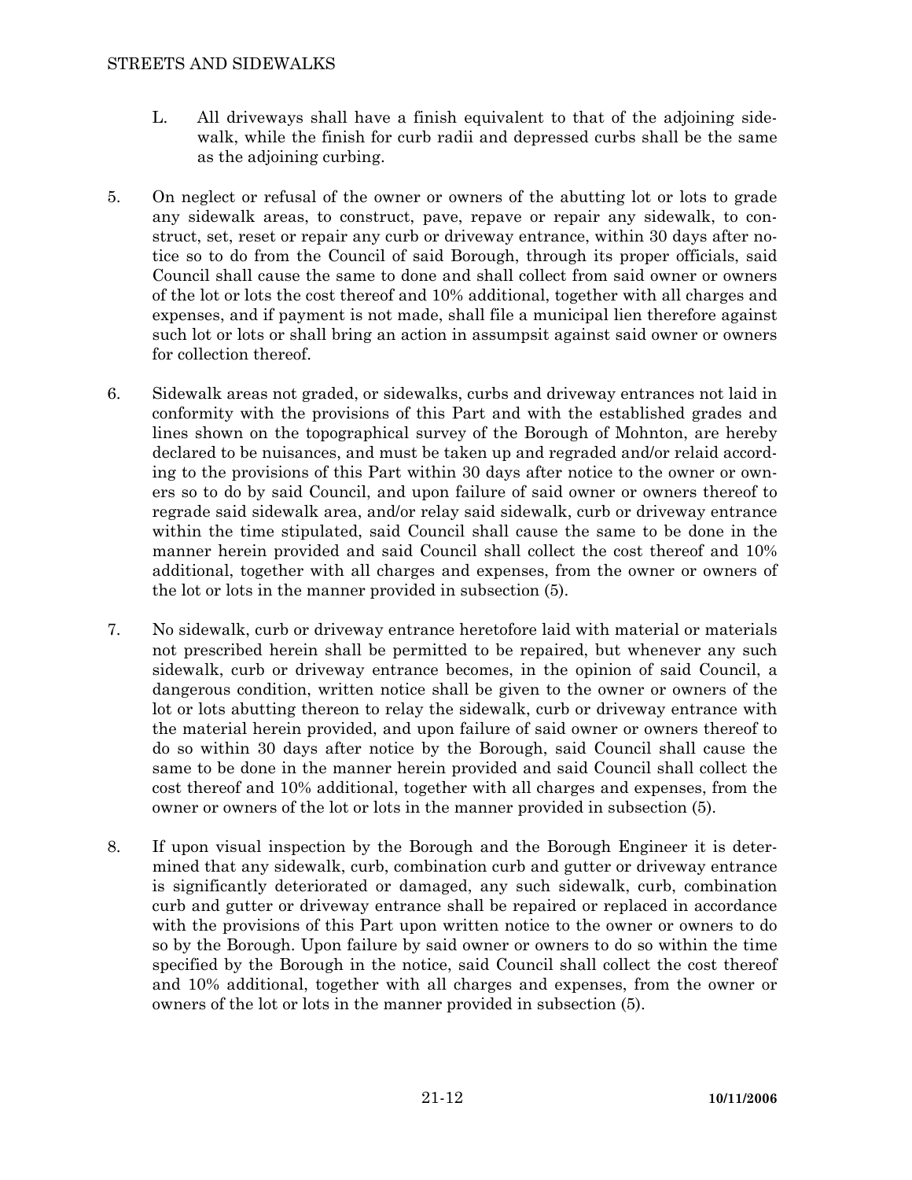L. All driveways shall have a finish equivalent to that of the adjoining sidewalk, while the finish for curb radii and depressed curbs shall be the same as the adjoining curbing.

5. On neglect or refusal of the owner or owners of the abutting lot or lots to grade any sidewalk areas, to construct, pave, repave or repair any sidewalk, to construct, set, reset or repair any curb or driveway entrance, within 30 days after notice so to do from the Council of said Borough, through its proper officials, said Council shall cause the same to done and shall collect from said owner or owners of the lot or lots the cost thereof and 10% additional, together with all charges and expenses, and if payment is not made, shall file a municipal lien therefore against such lot or lots or shall bring an action in assumpsit against said owner or owners for collection thereof.

6. Sidewalk areas not graded, or sidewalks, curbs and driveway entrances not laid in conformity with the provisions of this Part and with the established grades and lines shown on the topographical survey of the Borough of Mohnton, are hereby declared to be nuisances, and must be taken up and regraded and/or relaid according to the provisions of this Part within 30 days after notice to the owner or owners so to do by said Council, and upon failure of said owner or owners thereof to regrade said sidewalk area, and/or relay said sidewalk, curb or driveway entrance within the time stipulated, said Council shall cause the same to be done in the manner herein provided and said Council shall collect the cost thereof and 10% additional, together with all charges and expenses, from the owner or owners of the lot or lots in the manner provided in subsection (5).

7. No sidewalk, curb or driveway entrance heretofore laid with material or materials not prescribed herein shall be permitted to be repaired, but whenever any such sidewalk, curb or driveway entrance becomes, in the opinion of said Council, a dangerous condition, written notice shall be given to the owner or owners of the lot or lots abutting thereon to relay the sidewalk, curb or driveway entrance with the material herein provided, and upon failure of said owner or owners thereof to do so within 30 days after notice by the Borough, said Council shall cause the same to be done in the manner herein provided and said Council shall collect the cost thereof and 10% additional, together with all charges and expenses, from the owner or owners of the lot or lots in the manner provided in subsection (5).

8. If upon visual inspection by the Borough and the Borough Engineer it is determined that any sidewalk, curb, combination curb and gutter or driveway entrance is significantly deteriorated or damaged, any such sidewalk, curb, combination curb and gutter or driveway entrance shall be repaired or replaced in accordance with the provisions of this Part upon written notice to the owner or owners to do so by the Borough. Upon failure by said owner or owners to do so within the time specified by the Borough in the notice, said Council shall collect the cost thereof and 10% additional, together with all charges and expenses, from the owner or owners of the lot or lots in the manner provided in subsection (5).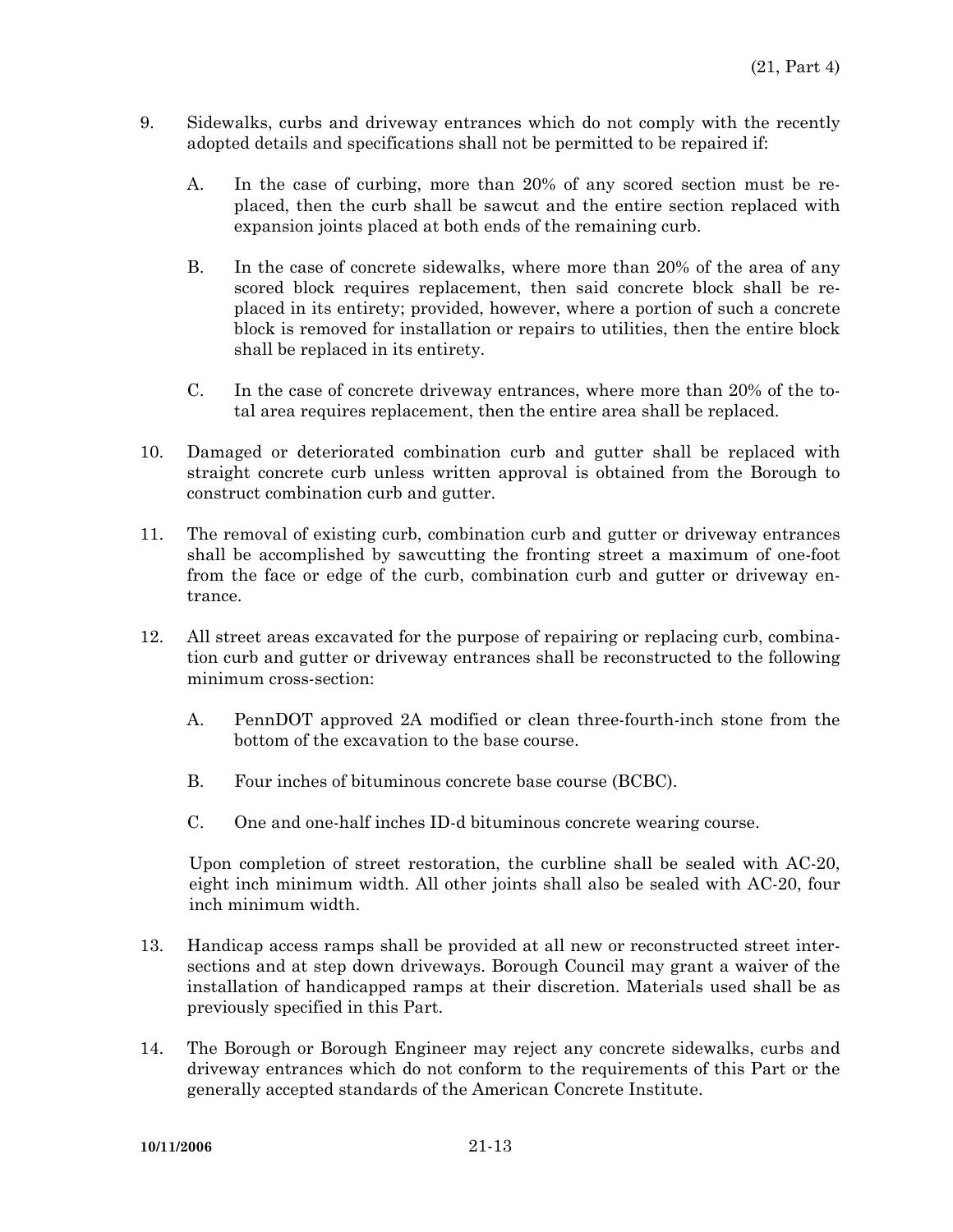9. Sidewalks, curbs and driveway entrances which do not comply with the recently adopted details and specifications shall not be permitted to be repaired if:

   A. In the case of curbing, more than 20% of any scored section must be replaced, then the curb shall be sawcut and the entire section replaced with expansion joints placed at both ends of the remaining curb.

   B. In the case of concrete sidewalks, where more than 20% of the area of any scored block requires replacement, then said concrete block shall be replaced in its entirety; provided, however, where a portion of such a concrete block is removed for installation or repairs to utilities, then the entire block shall be replaced in its entirety.

   C. In the case of concrete driveway entrances, where more than 20% of the total area requires replacement, then the entire area shall be replaced.

10. Damaged or deteriorated combination curb and gutter shall be replaced with straight concrete curb unless written approval is obtained from the Borough to construct combination curb and gutter.

11. The removal of existing curb, combination curb and gutter or driveway entrances shall be accomplished by sawcutting the fronting street a maximum of one-foot from the face or edge of the curb, combination curb and gutter or driveway entrance.

12. All street areas excavated for the purpose of repairing or replacing curb, combination curb and gutter or driveway entrances shall be reconstructed to the following minimum cross-section:

   A. PennDOT approved 2A modified or clean three-fourth-inch stone from the bottom of the excavation to the base course.

   B. Four inches of bituminous concrete base course (BCBC).

   C. One and one-half inches ID-d bituminous concrete wearing course.

   Upon completion of street restoration, the curbline shall be sealed with AC-20, eight inch minimum width. All other joints shall also be sealed with AC-20, four inch minimum width.

13. Handicap access ramps shall be provided at all new or reconstructed street intersections and at step down driveways. Borough Council may grant a waiver of the installation of handicapped ramps at their discretion. Materials used shall be as previously specified in this Part.

14. The Borough or Borough Engineer may reject any concrete sidewalks, curbs and driveway entrances which do not conform to the requirements of this Part or the generally accepted standards of the American Concrete Institute.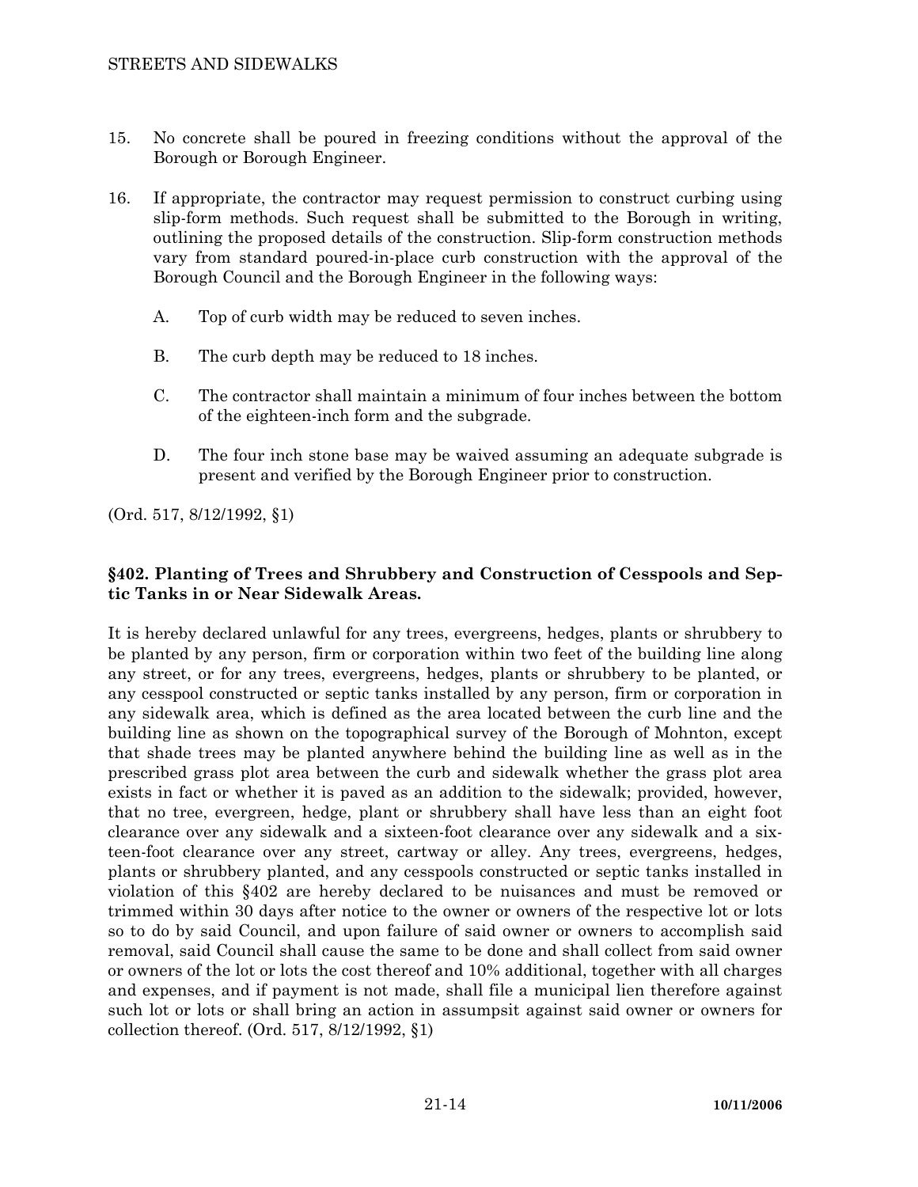15. No concrete shall be poured in freezing conditions without the approval of the Borough or Borough Engineer.

16. If appropriate, the contractor may request permission to construct curbing using slip-form methods. Such request shall be submitted to the Borough in writing, outlining the proposed details of the construction. Slip-form construction methods vary from standard poured-in-place curb construction with the approval of the Borough Council and the Borough Engineer in the following ways:

    A. Top of curb width may be reduced to seven inches.

    B. The curb depth may be reduced to 18 inches.

    C. The contractor shall maintain a minimum of four inches between the bottom of the eighteen-inch form and the subgrade.

    D. The four inch stone base may be waived assuming an adequate subgrade is present and verified by the Borough Engineer prior to construction.

(Ord. 517, 8/12/1992, §1)

### §402. Planting of Trees and Shrubbery and Construction of Cesspools and Septic Tanks in or Near Sidewalk Areas.

It is hereby declared unlawful for any trees, evergreens, hedges, plants or shrubbery to be planted by any person, firm or corporation within two feet of the building line along any street, or for any trees, evergreens, hedges, plants or shrubbery to be planted, or any cesspool constructed or septic tanks installed by any person, firm or corporation in any sidewalk area, which is defined as the area located between the curb line and the building line as shown on the topographical survey of the Borough of Mohnton, except that shade trees may be planted anywhere behind the building line as well as in the prescribed grass plot area between the curb and sidewalk whether the grass plot area exists in fact or whether it is paved as an addition to the sidewalk; provided, however, that no tree, evergreen, hedge, plant or shrubbery shall have less than an eight foot clearance over any sidewalk and a sixteen-foot clearance over any sidewalk and a sixteen-foot clearance over any street, cartway or alley. Any trees, evergreens, hedges, plants or shrubbery planted, and any cesspools constructed or septic tanks installed in violation of this §402 are hereby declared to be nuisances and must be removed or trimmed within 30 days after notice to the owner or owners of the respective lot or lots so to do by said Council, and upon failure of said owner or owners to accomplish said removal, said Council shall cause the same to be done and shall collect from said owner or owners of the lot or lots the cost thereof and 10% additional, together with all charges and expenses, and if payment is not made, shall file a municipal lien therefore against such lot or lots or shall bring an action in assumpsit against said owner or owners for collection thereof. (Ord. 517, 8/12/1992, §1)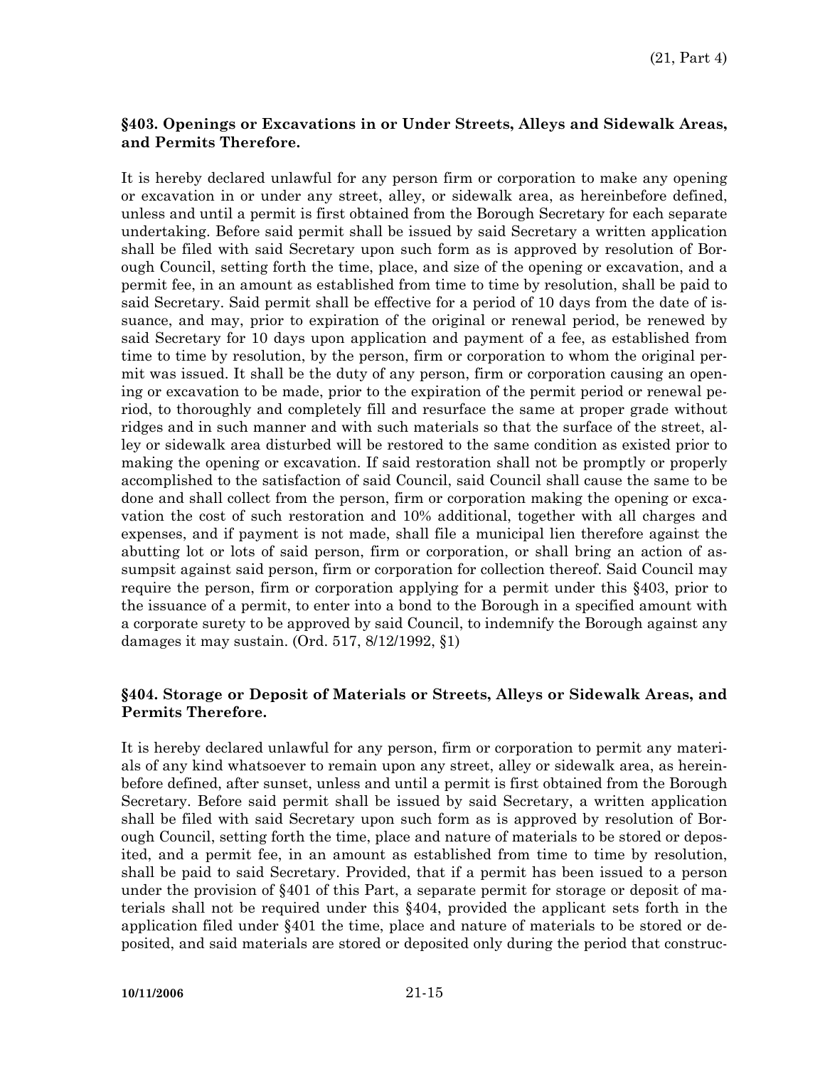## §403. Openings or Excavations in or Under Streets, Alleys and Sidewalk Areas, and Permits Therefore.

It is hereby declared unlawful for any person firm or corporation to make any opening or excavation in or under any street, alley, or sidewalk area, as hereinbefore defined, unless and until a permit is first obtained from the Borough Secretary for each separate undertaking. Before said permit shall be issued by said Secretary a written application shall be filed with said Secretary upon such form as is approved by resolution of Borough Council, setting forth the time, place, and size of the opening or excavation, and a permit fee, in an amount as established from time to time by resolution, shall be paid to said Secretary. Said permit shall be effective for a period of 10 days from the date of issuance, and may, prior to expiration of the original or renewal period, be renewed by said Secretary for 10 days upon application and payment of a fee, as established from time to time by resolution, by the person, firm or corporation to whom the original permit was issued. It shall be the duty of any person, firm or corporation causing an opening or excavation to be made, prior to the expiration of the permit period or renewal period, to thoroughly and completely fill and resurface the same at proper grade without ridges and in such manner and with such materials so that the surface of the street, alley or sidewalk area disturbed will be restored to the same condition as existed prior to making the opening or excavation. If said restoration shall not be promptly or properly accomplished to the satisfaction of said Council, said Council shall cause the same to be done and shall collect from the person, firm or corporation making the opening or excavation the cost of such restoration and 10% additional, together with all charges and expenses, and if payment is not made, shall file a municipal lien therefore against the abutting lot or lots of said person, firm or corporation, or shall bring an action of assumpsit against said person, firm or corporation for collection thereof. Said Council may require the person, firm or corporation applying for a permit under this §403, prior to the issuance of a permit, to enter into a bond to the Borough in a specified amount with a corporate surety to be approved by said Council, to indemnify the Borough against any damages it may sustain. (Ord. 517, 8/12/1992, §1)

## §404. Storage or Deposit of Materials or Streets, Alleys or Sidewalk Areas, and Permits Therefore.

It is hereby declared unlawful for any person, firm or corporation to permit any materials of any kind whatsoever to remain upon any street, alley or sidewalk area, as hereinbefore defined, after sunset, unless and until a permit is first obtained from the Borough Secretary. Before said permit shall be issued by said Secretary, a written application shall be filed with said Secretary upon such form as is approved by resolution of Borough Council, setting forth the time, place and nature of materials to be stored or deposited, and a permit fee, in an amount as established from time to time by resolution, shall be paid to said Secretary. Provided, that if a permit has been issued to a person under the provision of §401 of this Part, a separate permit for storage or deposit of materials shall not be required under this §404, provided the applicant sets forth in the application filed under §401 the time, place and nature of materials to be stored or deposited, and said materials are stored or deposited only during the period that construc-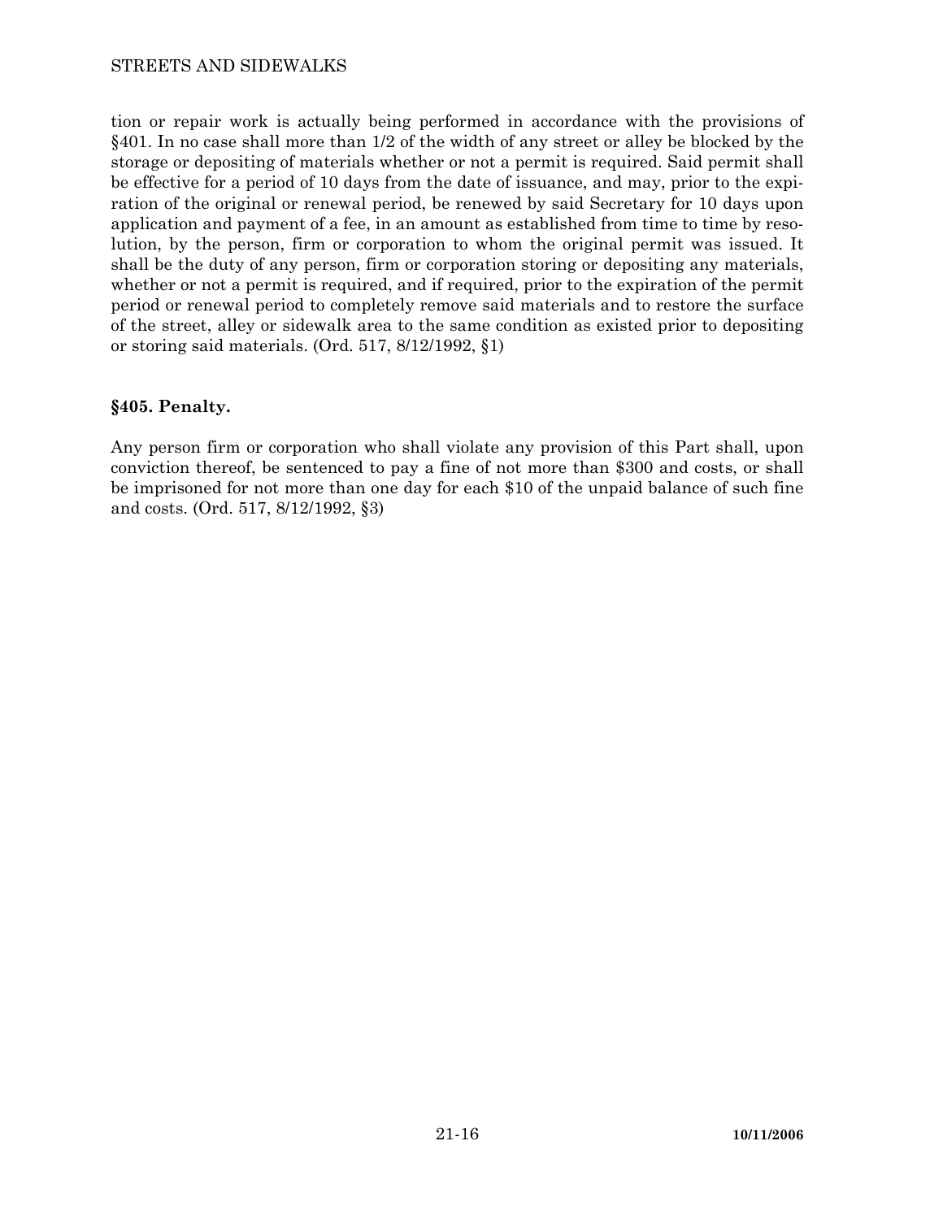tion or repair work is actually being performed in accordance with the provisions of §401. In no case shall more than 1/2 of the width of any street or alley be blocked by the storage or depositing of materials whether or not a permit is required. Said permit shall be effective for a period of 10 days from the date of issuance, and may, prior to the expiration of the original or renewal period, be renewed by said Secretary for 10 days upon application and payment of a fee, in an amount as established from time to time by resolution, by the person, firm or corporation to whom the original permit was issued. It shall be the duty of any person, firm or corporation storing or depositing any materials, whether or not a permit is required, and if required, prior to the expiration of the permit period or renewal period to completely remove said materials and to restore the surface of the street, alley or sidewalk area to the same condition as existed prior to depositing or storing said materials. (Ord. 517, 8/12/1992, §1)

### §405. Penalty.

Any person firm or corporation who shall violate any provision of this Part shall, upon conviction thereof, be sentenced to pay a fine of not more than $300 and costs, or shall be imprisoned for not more than one day for each $10 of the unpaid balance of such fine and costs. (Ord. 517, 8/12/1992, §3)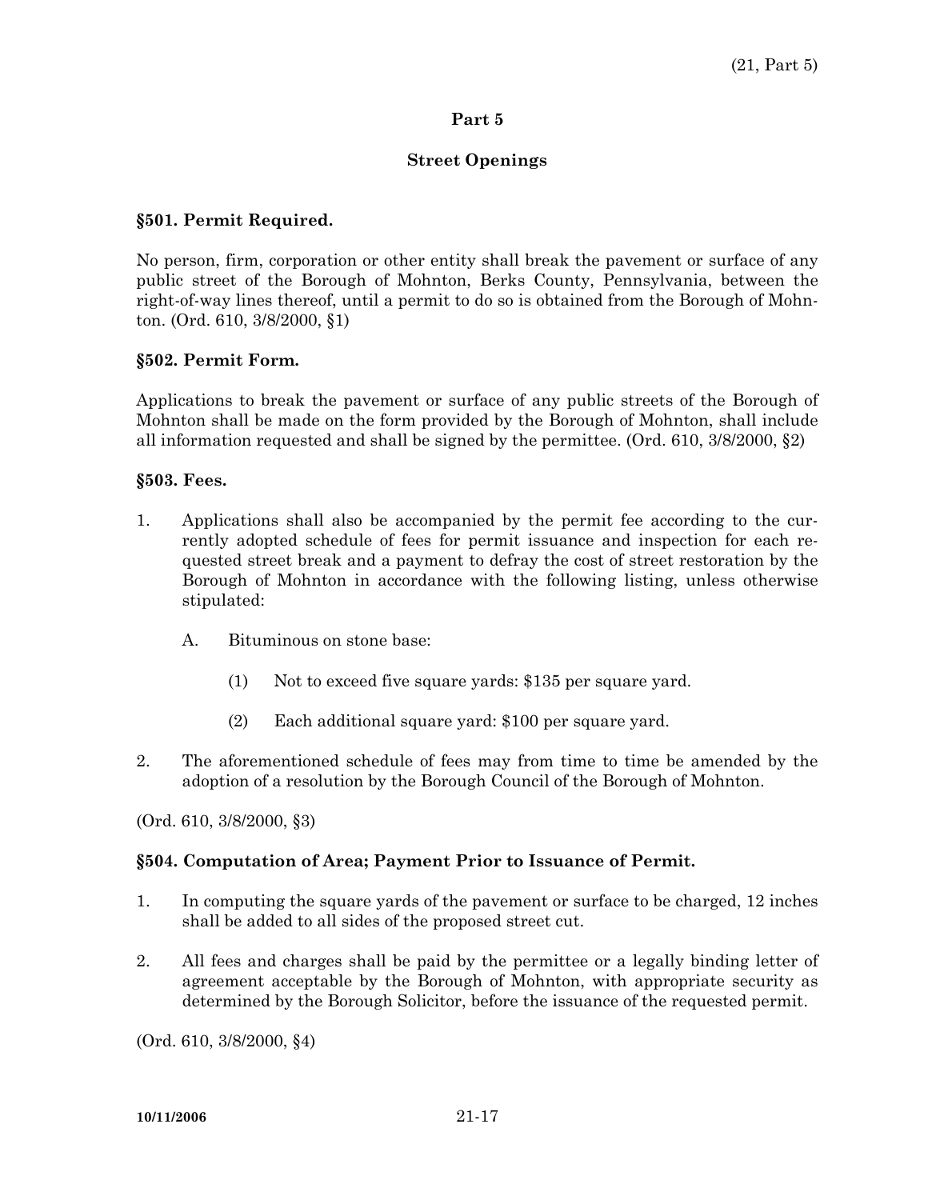## Part 5

## Street Openings

### §501. Permit Required.

No person, firm, corporation or other entity shall break the pavement or surface of any public street of the Borough of Mohnton, Berks County, Pennsylvania, between the right-of-way lines thereof, until a permit to do so is obtained from the Borough of Mohnton. (Ord. 610, 3/8/2000, §1)

### §502. Permit Form.

Applications to break the pavement or surface of any public streets of the Borough of Mohnton shall be made on the form provided by the Borough of Mohnton, shall include all information requested and shall be signed by the permittee. (Ord. 610, 3/8/2000, §2)

### §503. Fees.

1. Applications shall also be accompanied by the permit fee according to the currently adopted schedule of fees for permit issuance and inspection for each requested street break and a payment to defray the cost of street restoration by the Borough of Mohnton in accordance with the following listing, unless otherwise stipulated:

   A. Bituminous on stone base:

      (1) Not to exceed five square yards: $135 per square yard.

      (2) Each additional square yard: $100 per square yard.

2. The aforementioned schedule of fees may from time to time be amended by the adoption of a resolution by the Borough Council of the Borough of Mohnton.

(Ord. 610, 3/8/2000, §3)

### §504. Computation of Area; Payment Prior to Issuance of Permit.

1. In computing the square yards of the pavement or surface to be charged, 12 inches shall be added to all sides of the proposed street cut.

2. All fees and charges shall be paid by the permittee or a legally binding letter of agreement acceptable by the Borough of Mohnton, with appropriate security as determined by the Borough Solicitor, before the issuance of the requested permit.

(Ord. 610, 3/8/2000, §4)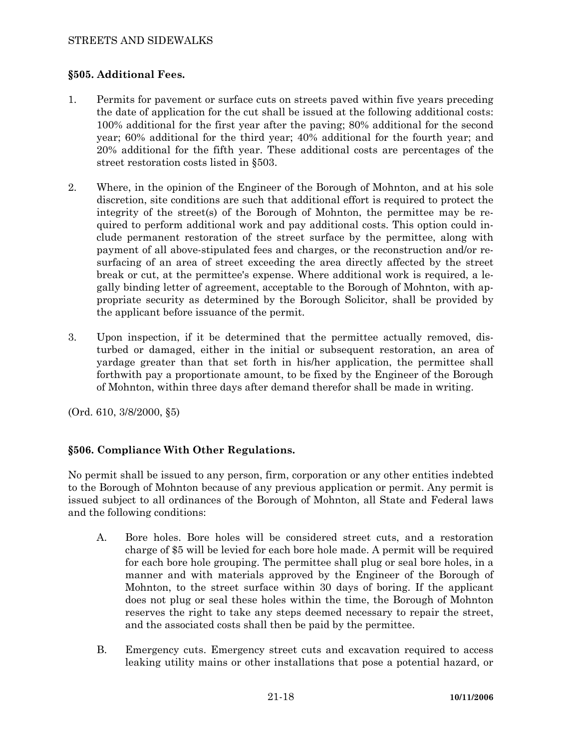### §505. Additional Fees.

1. Permits for pavement or surface cuts on streets paved within five years preceding the date of application for the cut shall be issued at the following additional costs: 100% additional for the first year after the paving; 80% additional for the second year; 60% additional for the third year; 40% additional for the fourth year; and 20% additional for the fifth year. These additional costs are percentages of the street restoration costs listed in §503.

2. Where, in the opinion of the Engineer of the Borough of Mohnton, and at his sole discretion, site conditions are such that additional effort is required to protect the integrity of the street(s) of the Borough of Mohnton, the permittee may be required to perform additional work and pay additional costs. This option could include permanent restoration of the street surface by the permittee, along with payment of all above-stipulated fees and charges, or the reconstruction and/or resurfacing of an area of street exceeding the area directly affected by the street break or cut, at the permittee's expense. Where additional work is required, a legally binding letter of agreement, acceptable to the Borough of Mohnton, with appropriate security as determined by the Borough Solicitor, shall be provided by the applicant before issuance of the permit.

3. Upon inspection, if it be determined that the permittee actually removed, disturbed or damaged, either in the initial or subsequent restoration, an area of yardage greater than that set forth in his/her application, the permittee shall forthwith pay a proportionate amount, to be fixed by the Engineer of the Borough of Mohnton, within three days after demand therefor shall be made in writing.

(Ord. 610, 3/8/2000, §5)

### §506. Compliance With Other Regulations.

No permit shall be issued to any person, firm, corporation or any other entities indebted to the Borough of Mohnton because of any previous application or permit. Any permit is issued subject to all ordinances of the Borough of Mohnton, all State and Federal laws and the following conditions:

A. Bore holes. Bore holes will be considered street cuts, and a restoration charge of $5 will be levied for each bore hole made. A permit will be required for each bore hole grouping. The permittee shall plug or seal bore holes, in a manner and with materials approved by the Engineer of the Borough of Mohnton, to the street surface within 30 days of boring. If the applicant does not plug or seal these holes within the time, the Borough of Mohnton reserves the right to take any steps deemed necessary to repair the street, and the associated costs shall then be paid by the permittee.

B. Emergency cuts. Emergency street cuts and excavation required to access leaking utility mains or other installations that pose a potential hazard, or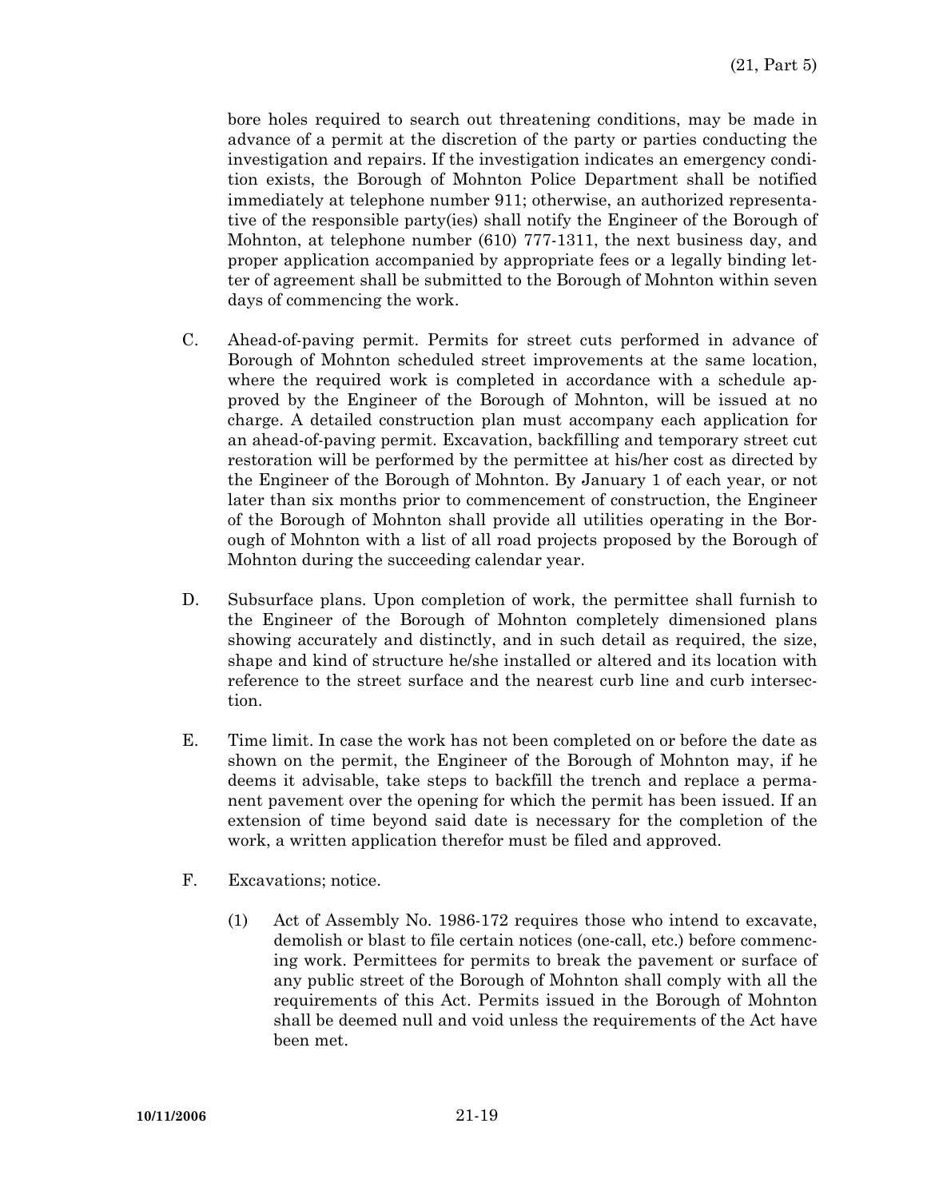bore holes required to search out threatening conditions, may be made in advance of a permit at the discretion of the party or parties conducting the investigation and repairs. If the investigation indicates an emergency condition exists, the Borough of Mohnton Police Department shall be notified immediately at telephone number 911; otherwise, an authorized representative of the responsible party(ies) shall notify the Engineer of the Borough of Mohnton, at telephone number (610) 777-1311, the next business day, and proper application accompanied by appropriate fees or a legally binding letter of agreement shall be submitted to the Borough of Mohnton within seven days of commencing the work.

C. Ahead-of-paving permit. Permits for street cuts performed in advance of Borough of Mohnton scheduled street improvements at the same location, where the required work is completed in accordance with a schedule approved by the Engineer of the Borough of Mohnton, will be issued at no charge. A detailed construction plan must accompany each application for an ahead-of-paving permit. Excavation, backfilling and temporary street cut restoration will be performed by the permittee at his/her cost as directed by the Engineer of the Borough of Mohnton. By January 1 of each year, or not later than six months prior to commencement of construction, the Engineer of the Borough of Mohnton shall provide all utilities operating in the Borough of Mohnton with a list of all road projects proposed by the Borough of Mohnton during the succeeding calendar year.

D. Subsurface plans. Upon completion of work, the permittee shall furnish to the Engineer of the Borough of Mohnton completely dimensioned plans showing accurately and distinctly, and in such detail as required, the size, shape and kind of structure he/she installed or altered and its location with reference to the street surface and the nearest curb line and curb intersection.

E. Time limit. In case the work has not been completed on or before the date as shown on the permit, the Engineer of the Borough of Mohnton may, if he deems it advisable, take steps to backfill the trench and replace a permanent pavement over the opening for which the permit has been issued. If an extension of time beyond said date is necessary for the completion of the work, a written application therefor must be filed and approved.

F. Excavations; notice.

(1) Act of Assembly No. 1986-172 requires those who intend to excavate, demolish or blast to file certain notices (one-call, etc.) before commencing work. Permittees for permits to break the pavement or surface of any public street of the Borough of Mohnton shall comply with all the requirements of this Act. Permits issued in the Borough of Mohnton shall be deemed null and void unless the requirements of the Act have been met.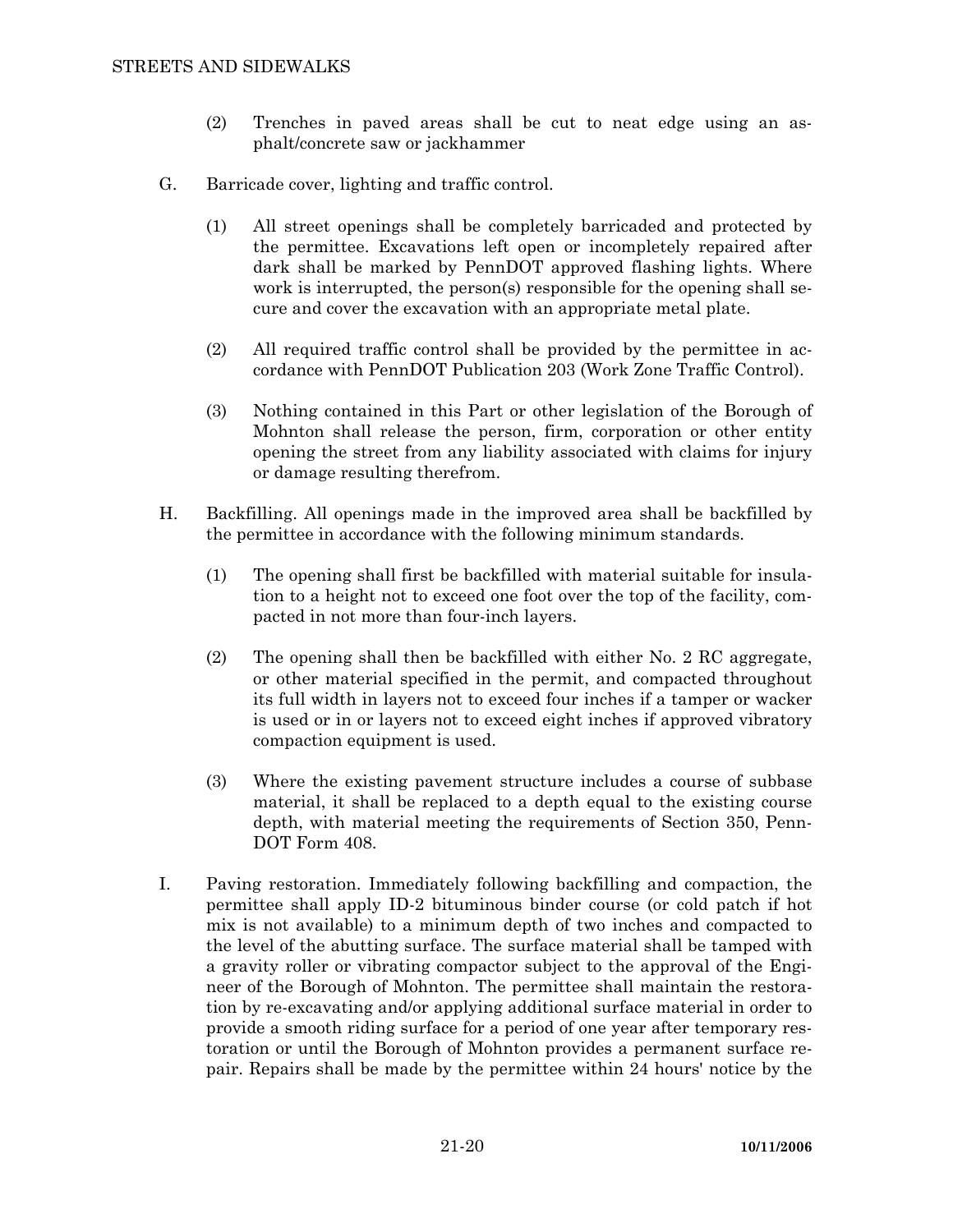(2) Trenches in paved areas shall be cut to neat edge using an asphalt/concrete saw or jackhammer

G. Barricade cover, lighting and traffic control.

(1) All street openings shall be completely barricaded and protected by the permittee. Excavations left open or incompletely repaired after dark shall be marked by PennDOT approved flashing lights. Where work is interrupted, the person(s) responsible for the opening shall secure and cover the excavation with an appropriate metal plate.

(2) All required traffic control shall be provided by the permittee in accordance with PennDOT Publication 203 (Work Zone Traffic Control).

(3) Nothing contained in this Part or other legislation of the Borough of Mohnton shall release the person, firm, corporation or other entity opening the street from any liability associated with claims for injury or damage resulting therefrom.

H. Backfilling. All openings made in the improved area shall be backfilled by the permittee in accordance with the following minimum standards.

(1) The opening shall first be backfilled with material suitable for insulation to a height not to exceed one foot over the top of the facility, compacted in not more than four-inch layers.

(2) The opening shall then be backfilled with either No. 2 RC aggregate, or other material specified in the permit, and compacted throughout its full width in layers not to exceed four inches if a tamper or wacker is used or in or layers not to exceed eight inches if approved vibratory compaction equipment is used.

(3) Where the existing pavement structure includes a course of subbase material, it shall be replaced to a depth equal to the existing course depth, with material meeting the requirements of Section 350, PennDOT Form 408.

I. Paving restoration. Immediately following backfilling and compaction, the permittee shall apply ID-2 bituminous binder course (or cold patch if hot mix is not available) to a minimum depth of two inches and compacted to the level of the abutting surface. The surface material shall be tamped with a gravity roller or vibrating compactor subject to the approval of the Engineer of the Borough of Mohnton. The permittee shall maintain the restoration by re-excavating and/or applying additional surface material in order to provide a smooth riding surface for a period of one year after temporary restoration or until the Borough of Mohnton provides a permanent surface repair. Repairs shall be made by the permittee within 24 hours' notice by the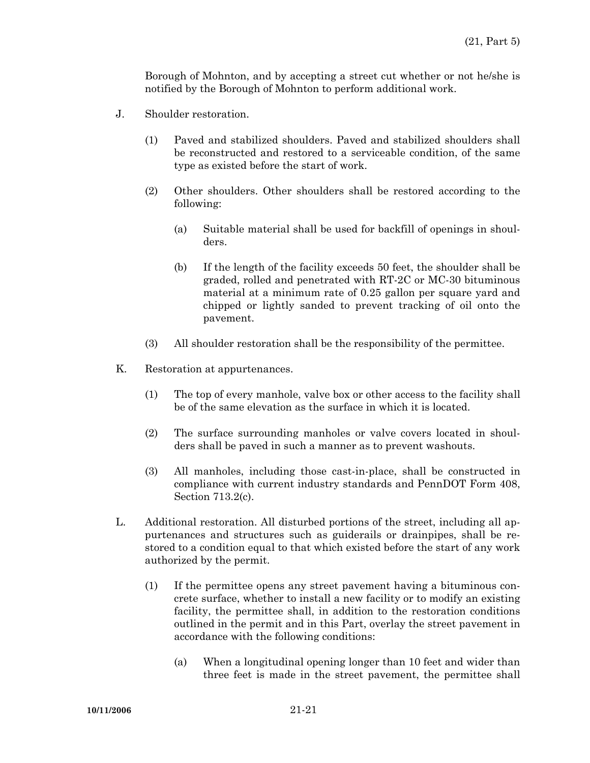Borough of Mohnton, and by accepting a street cut whether or not he/she is notified by the Borough of Mohnton to perform additional work.

J. Shoulder restoration.

(1) Paved and stabilized shoulders. Paved and stabilized shoulders shall be reconstructed and restored to a serviceable condition, of the same type as existed before the start of work.

(2) Other shoulders. Other shoulders shall be restored according to the following:

(a) Suitable material shall be used for backfill of openings in shoulders.

(b) If the length of the facility exceeds 50 feet, the shoulder shall be graded, rolled and penetrated with RT-2C or MC-30 bituminous material at a minimum rate of 0.25 gallon per square yard and chipped or lightly sanded to prevent tracking of oil onto the pavement.

(3) All shoulder restoration shall be the responsibility of the permittee.

K. Restoration at appurtenances.

(1) The top of every manhole, valve box or other access to the facility shall be of the same elevation as the surface in which it is located.

(2) The surface surrounding manholes or valve covers located in shoulders shall be paved in such a manner as to prevent washouts.

(3) All manholes, including those cast-in-place, shall be constructed in compliance with current industry standards and PennDOT Form 408, Section 713.2(c).

L. Additional restoration. All disturbed portions of the street, including all appurtenances and structures such as guiderails or drainpipes, shall be restored to a condition equal to that which existed before the start of any work authorized by the permit.

(1) If the permittee opens any street pavement having a bituminous concrete surface, whether to install a new facility or to modify an existing facility, the permittee shall, in addition to the restoration conditions outlined in the permit and in this Part, overlay the street pavement in accordance with the following conditions:

(a) When a longitudinal opening longer than 10 feet and wider than three feet is made in the street pavement, the permittee shall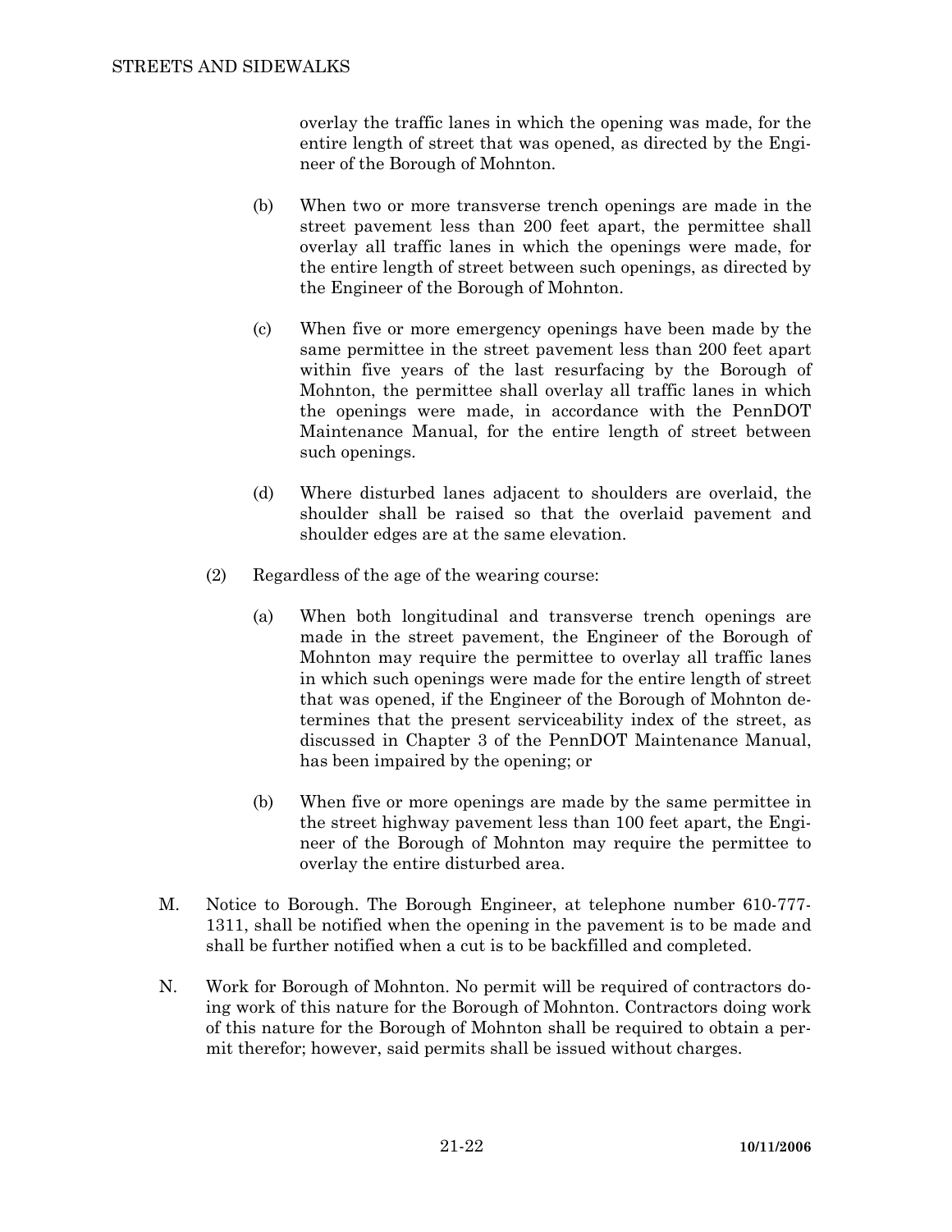overlay the traffic lanes in which the opening was made, for the entire length of street that was opened, as directed by the Engineer of the Borough of Mohnton.

(b) When two or more transverse trench openings are made in the street pavement less than 200 feet apart, the permittee shall overlay all traffic lanes in which the openings were made, for the entire length of street between such openings, as directed by the Engineer of the Borough of Mohnton.

(c) When five or more emergency openings have been made by the same permittee in the street pavement less than 200 feet apart within five years of the last resurfacing by the Borough of Mohnton, the permittee shall overlay all traffic lanes in which the openings were made, in accordance with the PennDOT Maintenance Manual, for the entire length of street between such openings.

(d) Where disturbed lanes adjacent to shoulders are overlaid, the shoulder shall be raised so that the overlaid pavement and shoulder edges are at the same elevation.

(2) Regardless of the age of the wearing course:

(a) When both longitudinal and transverse trench openings are made in the street pavement, the Engineer of the Borough of Mohnton may require the permittee to overlay all traffic lanes in which such openings were made for the entire length of street that was opened, if the Engineer of the Borough of Mohnton determines that the present serviceability index of the street, as discussed in Chapter 3 of the PennDOT Maintenance Manual, has been impaired by the opening; or

(b) When five or more openings are made by the same permittee in the street highway pavement less than 100 feet apart, the Engineer of the Borough of Mohnton may require the permittee to overlay the entire disturbed area.

M. Notice to Borough. The Borough Engineer, at telephone number 610-777-1311, shall be notified when the opening in the pavement is to be made and shall be further notified when a cut is to be backfilled and completed.

N. Work for Borough of Mohnton. No permit will be required of contractors doing work of this nature for the Borough of Mohnton. Contractors doing work of this nature for the Borough of Mohnton shall be required to obtain a permit therefor; however, said permits shall be issued without charges.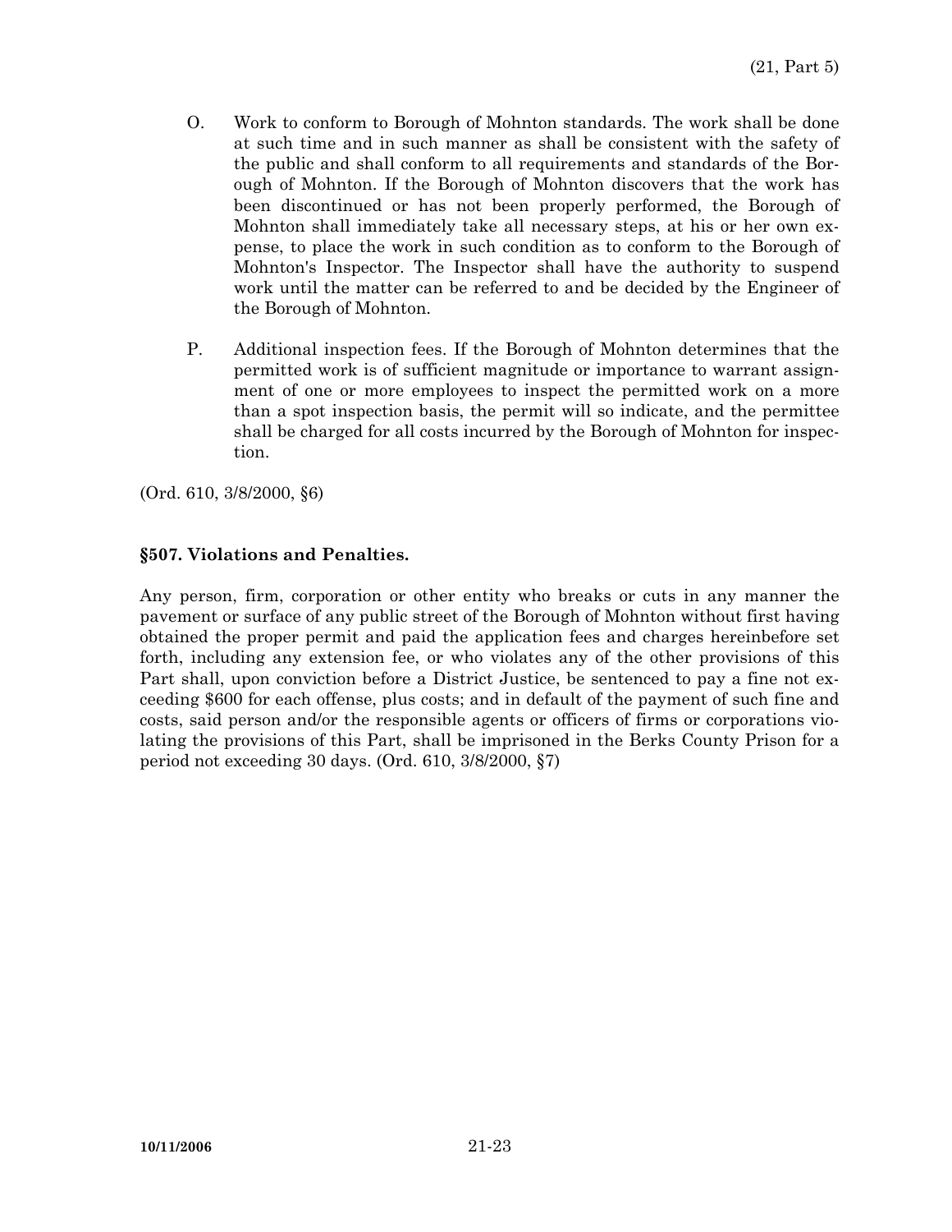O. Work to conform to Borough of Mohnton standards. The work shall be done at such time and in such manner as shall be consistent with the safety of the public and shall conform to all requirements and standards of the Borough of Mohnton. If the Borough of Mohnton discovers that the work has been discontinued or has not been properly performed, the Borough of Mohnton shall immediately take all necessary steps, at his or her own expense, to place the work in such condition as to conform to the Borough of Mohnton's Inspector. The Inspector shall have the authority to suspend work until the matter can be referred to and be decided by the Engineer of the Borough of Mohnton.

P. Additional inspection fees. If the Borough of Mohnton determines that the permitted work is of sufficient magnitude or importance to warrant assignment of one or more employees to inspect the permitted work on a more than a spot inspection basis, the permit will so indicate, and the permittee shall be charged for all costs incurred by the Borough of Mohnton for inspection.

(Ord. 610, 3/8/2000, §6)

### §507. Violations and Penalties.

Any person, firm, corporation or other entity who breaks or cuts in any manner the pavement or surface of any public street of the Borough of Mohnton without first having obtained the proper permit and paid the application fees and charges hereinbefore set forth, including any extension fee, or who violates any of the other provisions of this Part shall, upon conviction before a District Justice, be sentenced to pay a fine not exceeding $600 for each offense, plus costs; and in default of the payment of such fine and costs, said person and/or the responsible agents or officers of firms or corporations violating the provisions of this Part, shall be imprisoned in the Berks County Prison for a period not exceeding 30 days. (Ord. 610, 3/8/2000, §7)